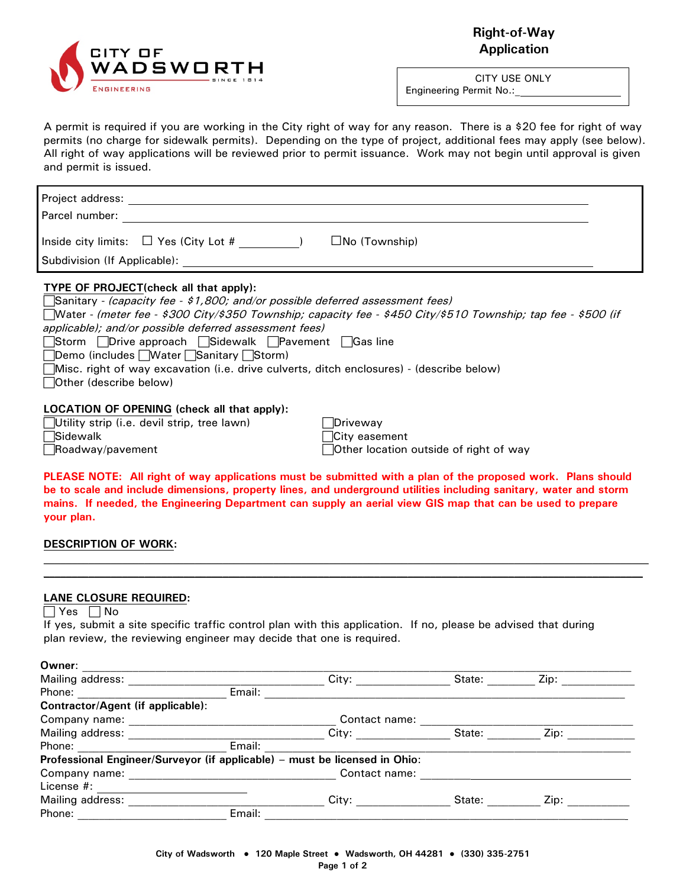CITY OF WADSWORTH SINCE 1814 ENGINEERING

# Right-of-Way Application

CITY USE ONLY
Engineering Permit No.:_________________

A permit is required if you are working in the City right of way for any reason. There is a $20 fee for right of way permits (no charge for sidewalk permits). Depending on the type of project, additional fees may apply (see below). All right of way applications will be reviewed prior to permit issuance. Work may not begin until approval is given and permit is issued.

Project address: ______________________________________________

Parcel number: ______________________________________________

Inside city limits: ☐ Yes (City Lot # __________) ☐No (Township)

Subdivision (If Applicable): ______________________________________________

**TYPE OF PROJECT(check all that apply):**

☐Sanitary - *(capacity fee - $1,800; and/or possible deferred assessment fees)*
☐Water - *(meter fee - $300 City/$350 Township; capacity fee - $450 City/$510 Township; tap fee - $500 (if applicable); and/or possible deferred assessment fees)*
☐Storm ☐Drive approach ☐Sidewalk ☐Pavement ☐Gas line
☐Demo (includes ☐Water ☐Sanitary ☐Storm)
☐Misc. right of way excavation (i.e. drive culverts, ditch enclosures) - (describe below)
☐Other (describe below)

**LOCATION OF OPENING (check all that apply):**

☐Utility strip (i.e. devil strip, tree lawn)
☐Sidewalk
☐Roadway/pavement
☐Driveway
☐City easement
☐Other location outside of right of way

**PLEASE NOTE: All right of way applications must be submitted with a plan of the proposed work. Plans should be to scale and include dimensions, property lines, and underground utilities including sanitary, water and storm mains. If needed, the Engineering Department can supply an aerial view GIS map that can be used to prepare your plan.**

**DESCRIPTION OF WORK:**

______________________________________________

______________________________________________

**LANE CLOSURE REQUIRED:**

☐ Yes ☐ No

If yes, submit a site specific traffic control plan with this application. If no, please be advised that during plan review, the reviewing engineer may decide that one is required.

**Owner:** ______________________________________________

Mailing address: ____________________ City: ____________ State: ________ Zip: __________

Phone: ____________________ Email: ______________________________

**Contractor/Agent (if applicable):**

Company name: ____________________ Contact name: ____________________

Mailing address: ____________________ City: ____________ State: ________ Zip: __________

Phone: ____________________ Email: ______________________________

**Professional Engineer/Surveyor (if applicable) – must be licensed in Ohio:**

Company name: ____________________ Contact name: ____________________

License #: ____________________

Mailing address: ____________________ City: ____________ State: ________ Zip: __________

Phone: ____________________ Email: ______________________________

City of Wadsworth • 120 Maple Street • Wadsworth, OH 44281 • (330) 335-2751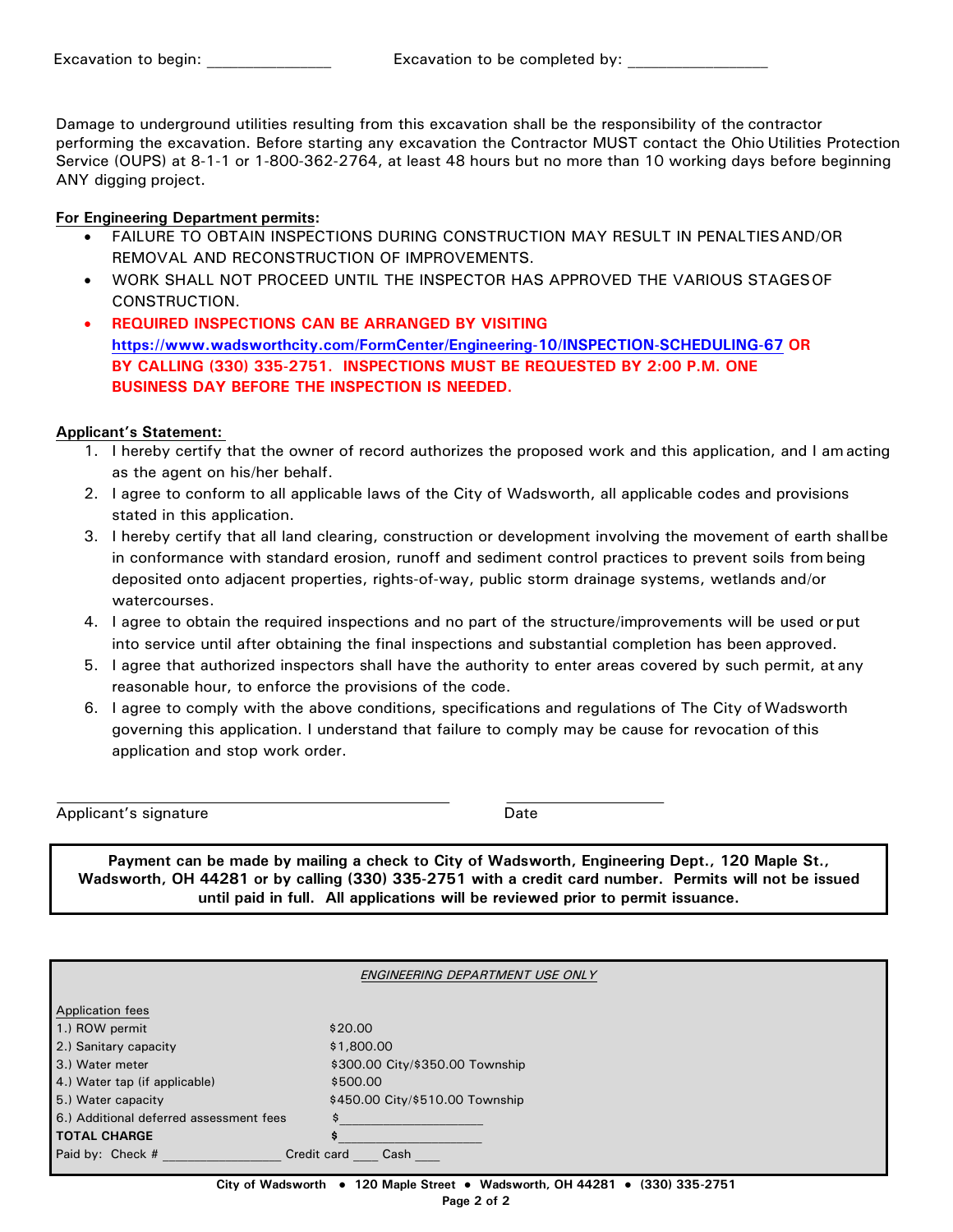Excavation to begin: ______________ Excavation to be completed by: ________________

Damage to underground utilities resulting from this excavation shall be the responsibility of the contractor performing the excavation. Before starting any excavation the Contractor MUST contact the Ohio Utilities Protection Service (OUPS) at 8-1-1 or 1-800-362-2764, at least 48 hours but no more than 10 working days before beginning ANY digging project.

**For Engineering Department permits:**

- FAILURE TO OBTAIN INSPECTIONS DURING CONSTRUCTION MAY RESULT IN PENALTIES AND/OR REMOVAL AND RECONSTRUCTION OF IMPROVEMENTS.
- WORK SHALL NOT PROCEED UNTIL THE INSPECTOR HAS APPROVED THE VARIOUS STAGES OF CONSTRUCTION.
- **REQUIRED INSPECTIONS CAN BE ARRANGED BY VISITING https://www.wadsworthcity.com/FormCenter/Engineering-10/INSPECTION-SCHEDULING-67 OR BY CALLING (330) 335-2751. INSPECTIONS MUST BE REQUESTED BY 2:00 P.M. ONE BUSINESS DAY BEFORE THE INSPECTION IS NEEDED.**

**Applicant's Statement:**

1. I hereby certify that the owner of record authorizes the proposed work and this application, and I am acting as the agent on his/her behalf.
2. I agree to conform to all applicable laws of the City of Wadsworth, all applicable codes and provisions stated in this application.
3. I hereby certify that all land clearing, construction or development involving the movement of earth shall be in conformance with standard erosion, runoff and sediment control practices to prevent soils from being deposited onto adjacent properties, rights-of-way, public storm drainage systems, wetlands and/or watercourses.
4. I agree to obtain the required inspections and no part of the structure/improvements will be used or put into service until after obtaining the final inspections and substantial completion has been approved.
5. I agree that authorized inspectors shall have the authority to enter areas covered by such permit, at any reasonable hour, to enforce the provisions of the code.
6. I agree to comply with the above conditions, specifications and regulations of The City of Wadsworth governing this application. I understand that failure to comply may be cause for revocation of this application and stop work order.

_________________________________________ ____________________

Applicant's signature Date

**Payment can be made by mailing a check to City of Wadsworth, Engineering Dept., 120 Maple St., Wadsworth, OH 44281 or by calling (330) 335-2751 with a credit card number. Permits will not be issued until paid in full. All applications will be reviewed prior to permit issuance.**

*ENGINEERING DEPARTMENT USE ONLY*

| Application fees | |
|---|---|
| 1.) ROW permit | $20.00 |
| 2.) Sanitary capacity | $1,800.00 |
| 3.) Water meter | $300.00 City/$350.00 Township |
| 4.) Water tap (if applicable) | $500.00 |
| 5.) Water capacity | $450.00 City/$510.00 Township |
| 6.) Additional deferred assessment fees | $____________________ |
| **TOTAL CHARGE** | **$____________________** |

Paid by: Check # ________________ Credit card ____ Cash ____

**City of Wadsworth • 120 Maple Street • Wadsworth, OH 44281 • (330) 335-2751**